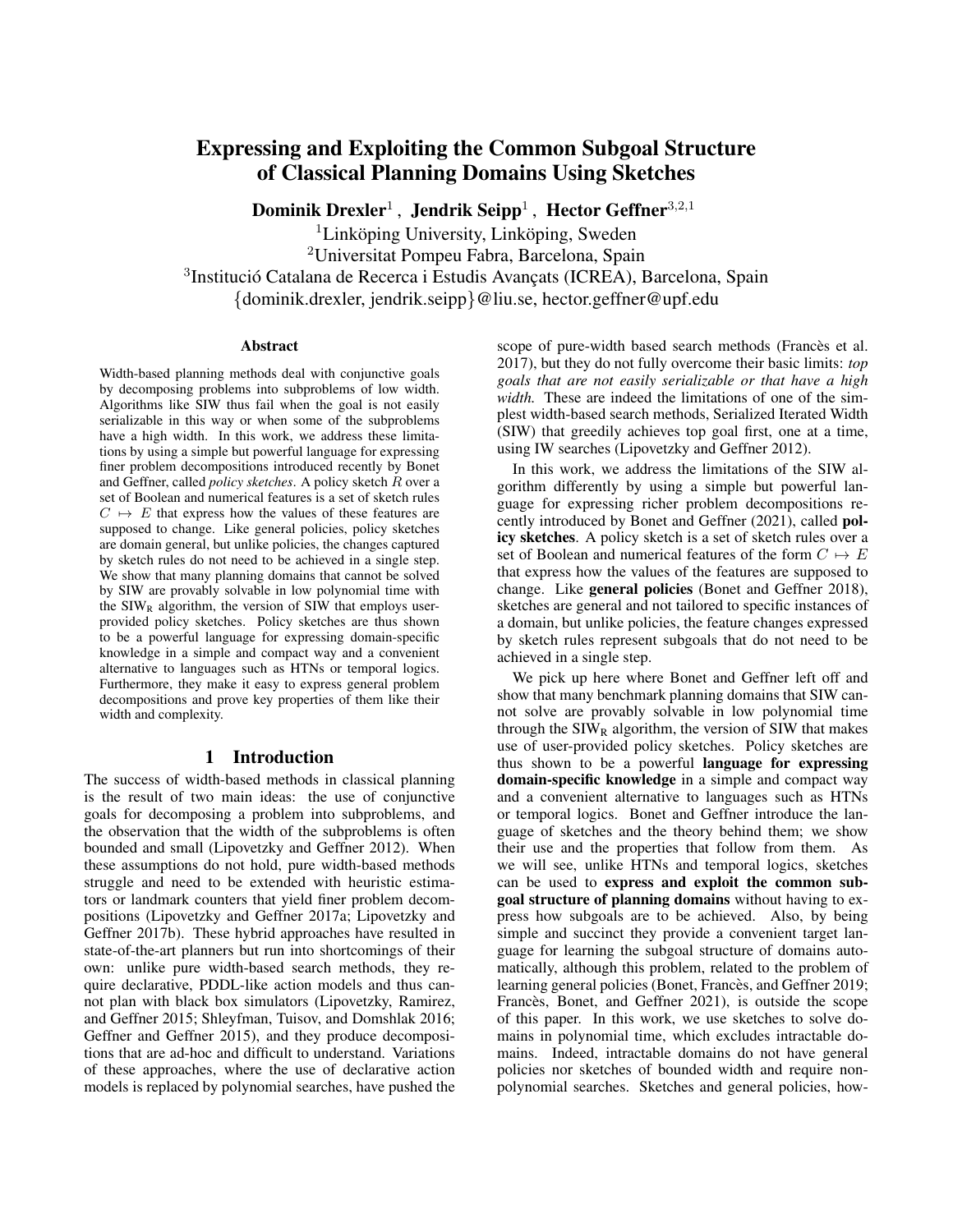# Expressing and Exploiting the Common Subgoal Structure of Classical Planning Domains Using Sketches

**Dominik Drexler**[1], **Jendrik Seipp**[1], **Hector Geffner**[3,2,1]

[1]Linköping University, Linköping, Sweden
[2]Universitat Pompeu Fabra, Barcelona, Spain
[3]Institució Catalana de Recerca i Estudis Avançats (ICREA), Barcelona, Spain
{dominik.drexler, jendrik.seipp}@liu.se, hector.geffner@upf.edu

## Abstract

Width-based planning methods deal with conjunctive goals by decomposing problems into subproblems of low width. Algorithms like SIW thus fail when the goal is not easily serializable in this way or when some of the subproblems have a high width. In this work, we address these limitations by using a simple but powerful language for expressing finer problem decompositions introduced recently by Bonet and Geffner, called *policy sketches*. A policy sketch $R$ over a set of Boolean and numerical features is a set of sketch rules $C \mapsto E$ that express how the values of these features are supposed to change. Like general policies, policy sketches are domain general, but unlike policies, the changes captured by sketch rules do not need to be achieved in a single step. We show that many planning domains that cannot be solved by SIW are provably solvable in low polynomial time with the $\text{SIW}_\text{R}$ algorithm, the version of SIW that employs user-provided policy sketches. Policy sketches are thus shown to be a powerful language for expressing domain-specific knowledge in a simple and compact way and a convenient alternative to languages such as HTNs or temporal logics. Furthermore, they make it easy to express general problem decompositions and prove key properties of them like their width and complexity.

## 1 Introduction

The success of width-based methods in classical planning is the result of two main ideas: the use of conjunctive goals for decomposing a problem into subproblems, and the observation that the width of the subproblems is often bounded and small (Lipovetzky and Geffner 2012). When these assumptions do not hold, pure width-based methods struggle and need to be extended with heuristic estimators or landmark counters that yield finer problem decompositions (Lipovetzky and Geffner 2017a; Lipovetzky and Geffner 2017b). These hybrid approaches have resulted in state-of-the-art planners but run into shortcomings of their own: unlike pure width-based search methods, they require declarative, PDDL-like action models and thus cannot plan with black box simulators (Lipovetzky, Ramirez, and Geffner 2015; Shleyfman, Tuisov, and Domshlak 2016; Geffner and Geffner 2015), and they produce decompositions that are ad-hoc and difficult to understand. Variations of these approaches, where the use of declarative action models is replaced by polynomial searches, have pushed the scope of pure-width based search methods (Francès et al. 2017), but they do not fully overcome their basic limits: *top goals that are not easily serializable or that have a high width.* These are indeed the limitations of one of the simplest width-based search methods, Serialized Iterated Width (SIW) that greedily achieves top goal first, one at a time, using IW searches (Lipovetzky and Geffner 2012).

In this work, we address the limitations of the SIW algorithm differently by using a simple but powerful language for expressing richer problem decompositions recently introduced by Bonet and Geffner (2021), called **policy sketches**. A policy sketch is a set of sketch rules over a set of Boolean and numerical features of the form $C \mapsto E$ that express how the values of the features are supposed to change. Like **general policies** (Bonet and Geffner 2018), sketches are general and not tailored to specific instances of a domain, but unlike policies, the feature changes expressed by sketch rules represent subgoals that do not need to be achieved in a single step.

We pick up here where Bonet and Geffner left off and show that many benchmark planning domains that SIW cannot solve are provably solvable in low polynomial time through the $\text{SIW}_\text{R}$ algorithm, the version of SIW that makes use of user-provided policy sketches. Policy sketches are thus shown to be a powerful **language for expressing domain-specific knowledge** in a simple and compact way and a convenient alternative to languages such as HTNs or temporal logics. Bonet and Geffner introduce the language of sketches and the theory behind them; we show their use and the properties that follow from them. As we will see, unlike HTNs and temporal logics, sketches can be used to **express and exploit the common subgoal structure of planning domains** without having to express how subgoals are to be achieved. Also, by being simple and succinct they provide a convenient target language for learning the subgoal structure of domains automatically, although this problem, related to the problem of learning general policies (Bonet, Francès, and Geffner 2019; Francès, Bonet, and Geffner 2021), is outside the scope of this paper. In this work, we use sketches to solve domains in polynomial time, which excludes intractable domains. Indeed, intractable domains do not have general policies nor sketches of bounded width and require non-polynomial searches. Sketches and general policies, how-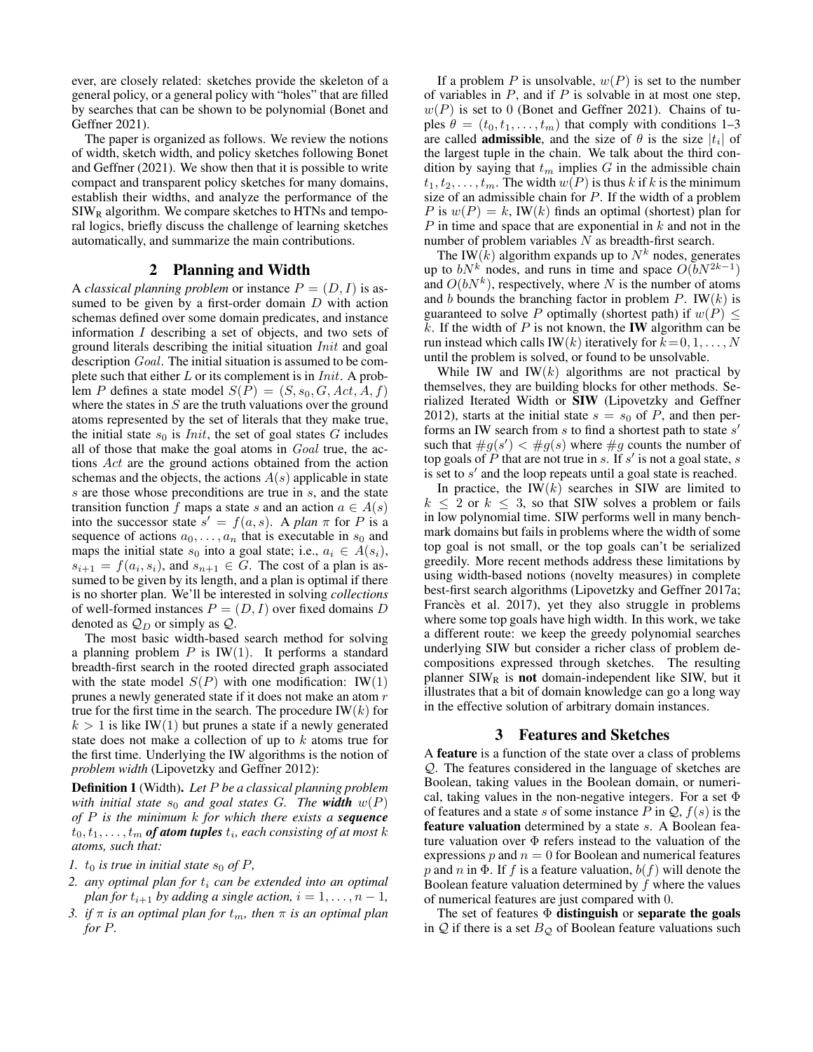ever, are closely related: sketches provide the skeleton of a general policy, or a general policy with "holes" that are filled by searches that can be shown to be polynomial (Bonet and Geffner 2021).

The paper is organized as follows. We review the notions of width, sketch width, and policy sketches following Bonet and Geffner (2021). We show then that it is possible to write compact and transparent policy sketches for many domains, establish their widths, and analyze the performance of the $\text{SIW}_\text{R}$ algorithm. We compare sketches to HTNs and temporal logics, briefly discuss the challenge of learning sketches automatically, and summarize the main contributions.

## 2 Planning and Width

A *classical planning problem* or instance $P = (D, I)$ is assumed to be given by a first-order domain $D$ with action schemas defined over some domain predicates, and instance information $I$ describing a set of objects, and two sets of ground literals describing the initial situation $Init$ and goal description $Goal$. The initial situation is assumed to be complete such that either $L$ or its complement is in $Init$. A problem $P$ defines a state model $S(P) = (S, s_0, G, Act, A, f)$ where the states in $S$ are the truth valuations over the ground atoms represented by the set of literals that they make true, the initial state $s_0$ is $Init$, the set of goal states $G$ includes all of those that make the goal atoms in $Goal$ true, the actions $Act$ are the ground actions obtained from the action schemas and the objects, the actions $A(s)$ applicable in state $s$ are those whose preconditions are true in $s$, and the state transition function $f$ maps a state $s$ and an action $a \in A(s)$ into the successor state $s' = f(a, s)$. A *plan* $\pi$ for $P$ is a sequence of actions $a_0, \ldots, a_n$ that is executable in $s_0$ and maps the initial state $s_0$ into a goal state; i.e., $a_i \in A(s_i)$, $s_{i+1} = f(a_i, s_i)$, and $s_{n+1} \in G$. The cost of a plan is assumed to be given by its length, and a plan is optimal if there is no shorter plan. We'll be interested in solving *collections* of well-formed instances $P = (D, I)$ over fixed domains $D$ denoted as $\mathcal{Q}_D$ or simply as $\mathcal{Q}$.

The most basic width-based search method for solving a planning problem $P$ is IW(1). It performs a standard breadth-first search in the rooted directed graph associated with the state model $S(P)$ with one modification: IW(1) prunes a newly generated state if it does not make an atom $r$ true for the first time in the search. The procedure IW($k$) for $k > 1$ is like IW(1) but prunes a state if a newly generated state does not make a collection of up to $k$ atoms true for the first time. Underlying the IW algorithms is the notion of *problem width* (Lipovetzky and Geffner 2012):

**Definition 1** (Width). *Let $P$ be a classical planning problem with initial state $s_0$ and goal states $G$. The* ***width*** *$w(P)$ of $P$ is the minimum $k$ for which there exists a* ***sequence*** *$t_0, t_1, \ldots, t_m$* ***of atom tuples*** *$t_i$, each consisting of at most $k$ atoms, such that:*

1. *$t_0$ is true in initial state $s_0$ of $P$,*
2. *any optimal plan for $t_i$ can be extended into an optimal plan for $t_{i+1}$ by adding a single action, $i = 1, \ldots, n-1$,*
3. *if $\pi$ is an optimal plan for $t_m$, then $\pi$ is an optimal plan for $P$.*

If a problem $P$ is unsolvable, $w(P)$ is set to the number of variables in $P$, and if $P$ is solvable in at most one step, $w(P)$ is set to 0 (Bonet and Geffner 2021). Chains of tuples $\theta = (t_0, t_1, \ldots, t_m)$ that comply with conditions 1–3 are called **admissible**, and the size of $\theta$ is the size $|t_i|$ of the largest tuple in the chain. We talk about the third condition by saying that $t_m$ implies $G$ in the admissible chain $t_1, t_2, \ldots, t_m$. The width $w(P)$ is thus $k$ if $k$ is the minimum size of an admissible chain for $P$. If the width of a problem $P$ is $w(P) = k$, IW($k$) finds an optimal (shortest) plan for $P$ in time and space that are exponential in $k$ and not in the number of problem variables $N$ as breadth-first search.

The IW($k$) algorithm expands up to $N^k$ nodes, generates up to $bN^k$ nodes, and runs in time and space $O(bN^{2k-1})$ and $O(bN^k)$, respectively, where $N$ is the number of atoms and $b$ bounds the branching factor in problem $P$. IW($k$) is guaranteed to solve $P$ optimally (shortest path) if $w(P) \leq k$. If the width of $P$ is not known, the **IW** algorithm can be run instead which calls IW($k$) iteratively for $k = 0, 1, \ldots, N$ until the problem is solved, or found to be unsolvable.

While IW and IW($k$) algorithms are not practical by themselves, they are building blocks for other methods. Serialized Iterated Width or **SIW** (Lipovetzky and Geffner 2012), starts at the initial state $s = s_0$ of $P$, and then performs an IW search from $s$ to find a shortest path to state $s'$ such that $\#g(s') < \#g(s)$ where $\#g$ counts the number of top goals of $P$ that are not true in $s$. If $s'$ is not a goal state, $s$ is set to $s'$ and the loop repeats until a goal state is reached.

In practice, the IW($k$) searches in SIW are limited to $k \leq 2$ or $k \leq 3$, so that SIW solves a problem or fails in low polynomial time. SIW performs well in many benchmark domains but fails in problems where the width of some top goal is not small, or the top goals can't be serialized greedily. More recent methods address these limitations by using width-based notions (novelty measures) in complete best-first search algorithms (Lipovetzky and Geffner 2017a; Francès et al. 2017), yet they also struggle in problems where some top goals have high width. In this work, we take a different route: we keep the greedy polynomial searches underlying SIW but consider a richer class of problem decompositions expressed through sketches. The resulting planner $\text{SIW}_\text{R}$ is **not** domain-independent like SIW, but it illustrates that a bit of domain knowledge can go a long way in the effective solution of arbitrary domain instances.

## 3 Features and Sketches

A **feature** is a function of the state over a class of problems $\mathcal{Q}$. The features considered in the language of sketches are Boolean, taking values in the Boolean domain, or numerical, taking values in the non-negative integers. For a set $\Phi$ of features and a state $s$ of some instance $P$ in $\mathcal{Q}$, $f(s)$ is the **feature valuation** determined by a state $s$. A Boolean feature valuation over $\Phi$ refers instead to the valuation of the expressions $p$ and $n = 0$ for Boolean and numerical features $p$ and $n$ in $\Phi$. If $f$ is a feature valuation, $b(f)$ will denote the Boolean feature valuation determined by $f$ where the values of numerical features are just compared with 0.

The set of features $\Phi$ **distinguish** or **separate the goals** in $\mathcal{Q}$ if there is a set $B_\mathcal{Q}$ of Boolean feature valuations such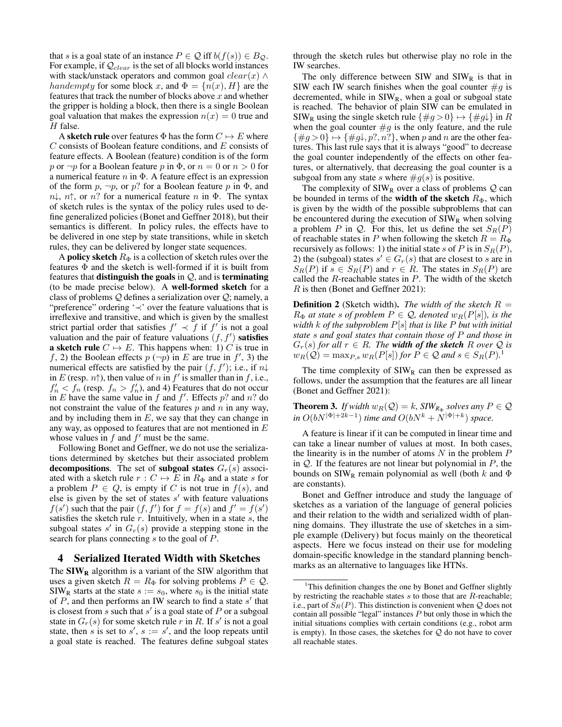that $s$ is a goal state of an instance $P \in \mathcal{Q}$ iff $b(f(s)) \in B_{\mathcal{Q}}$. For example, if $\mathcal{Q}_{clear}$ is the set of all blocks world instances with stack/unstack operators and common goal $clear(x) \wedge handempty$ for some block $x$, and $\Phi = \{n(x), H\}$ are the features that track the number of blocks above $x$ and whether the gripper is holding a block, then there is a single Boolean goal valuation that makes the expression $n(x) = 0$ true and $H$ false.

A **sketch rule** over features $\Phi$ has the form $C \mapsto E$ where $C$ consists of Boolean feature conditions, and $E$ consists of feature effects. A Boolean (feature) condition is of the form $p$ or $\neg p$ for a Boolean feature $p$ in $\Phi$, or $n = 0$ or $n > 0$ for a numerical feature $n$ in $\Phi$. A feature effect is an expression of the form $p$, $\neg p$, or $p?$ for a Boolean feature $p$ in $\Phi$, and $n\downarrow$, $n\uparrow$, or $n?$ for a numerical feature $n$ in $\Phi$. The syntax of sketch rules is the syntax of the policy rules used to define generalized policies (Bonet and Geffner 2018), but their semantics is different. In policy rules, the effects have to be delivered in one step by state transitions, while in sketch rules, they can be delivered by longer state sequences.

A **policy sketch** $R_\Phi$ is a collection of sketch rules over the features $\Phi$ and the sketch is well-formed if it is built from features that **distinguish the goals** in $\mathcal{Q}$, and is **terminating** (to be made precise below). A **well-formed sketch** for a class of problems $\mathcal{Q}$ defines a serialization over $\mathcal{Q}$; namely, a "preference" ordering '$\prec$' over the feature valuations that is irreflexive and transitive, and which is given by the smallest strict partial order that satisfies $f' \prec f$ if $f'$ is not a goal valuation and the pair of feature valuations $(f, f')$ **satisfies a sketch rule** $C \mapsto E$. This happens when: 1) $C$ is true in $f$, 2) the Boolean effects $p$ ($\neg p$) in $E$ are true in $f'$, 3) the numerical effects are satisfied by the pair $(f, f')$; i.e., if $n\downarrow$ in $E$ (resp. $n\uparrow$), then value of $n$ in $f'$ is smaller than in $f$, i.e., $f'_n < f_n$ (resp. $f_n > f'_n$), and 4) Features that do not occur in $E$ have the same value in $f$ and $f'$. Effects $p?$ and $n?$ do not constraint the value of the features $p$ and $n$ in any way, and by including them in $E$, we say that they can change in any way, as opposed to features that are not mentioned in $E$ whose values in $f$ and $f'$ must be the same.

Following Bonet and Geffner, we do not use the serializations determined by sketches but their associated problem **decompositions**. The set of **subgoal states** $G_r(s)$ associated with a sketch rule $r : C \mapsto E$ in $R_\Phi$ and a state $s$ for a problem $P \in Q$, is empty if $C$ is not true in $f(s)$, and else is given by the set of states $s'$ with feature valuations $f(s')$ such that the pair $(f, f')$ for $f = f(s)$ and $f' = f(s')$ satisfies the sketch rule $r$. Intuitively, when in a state $s$, the subgoal states $s'$ in $G_r(s)$ provide a stepping stone in the search for plans connecting $s$ to the goal of $P$.

# 4 Serialized Iterated Width with Sketches

The $\mathbf{SIW_R}$ algorithm is a variant of the SIW algorithm that uses a given sketch $R = R_\Phi$ for solving problems $P \in \mathcal{Q}$. $\text{SIW}_\text{R}$ starts at the state $s := s_0$, where $s_0$ is the initial state of $P$, and then performs an IW search to find a state $s'$ that is closest from $s$ such that $s'$ is a goal state of $P$ or a subgoal state in $G_r(s)$ for some sketch rule $r$ in $R$. If $s'$ is not a goal state, then $s$ is set to $s'$, $s := s'$, and the loop repeats until a goal state is reached. The features define subgoal states through the sketch rules but otherwise play no role in the IW searches.

The only difference between SIW and $\text{SIW}_\text{R}$ is that in SIW each IW search finishes when the goal counter $\#g$ is decremented, while in $\text{SIW}_\text{R}$, when a goal or subgoal state is reached. The behavior of plain SIW can be emulated in $\text{SIW}_\text{R}$ using the single sketch rule $\{\#g > 0\} \mapsto \{\#g\downarrow\}$ in $R$ when the goal counter $\#g$ is the only feature, and the rule $\{\#g > 0\} \mapsto \{\#g\downarrow, p?, n?\}$, when $p$ and $n$ are the other features. This last rule says that it is always "good" to decrease the goal counter independently of the effects on other features, or alternatively, that decreasing the goal counter is a subgoal from any state $s$ where $\#g(s)$ is positive.

The complexity of $\text{SIW}_\text{R}$ over a class of problems $\mathcal{Q}$ can be bounded in terms of the **width of the sketch** $R_\Phi$, which is given by the width of the possible subproblems that can be encountered during the execution of $\text{SIW}_\text{R}$ when solving a problem $P$ in $\mathcal{Q}$. For this, let us define the set $S_R(P)$ of reachable states in $P$ when following the sketch $R = R_\Phi$ recursively as follows: 1) the initial state $s$ of $P$ is in $S_R(P)$, 2) the (subgoal) states $s' \in G_r(s)$ that are closest to $s$ are in $S_R(P)$ if $s \in S_R(P)$ and $r \in R$. The states in $S_R(P)$ are called the $R$-reachable states in $P$. The width of the sketch $R$ is then (Bonet and Geffner 2021):

**Definition 2** (Sketch width). *The width of the sketch $R = R_\Phi$ at state $s$ of problem $P \in \mathcal{Q}$, denoted $w_R(P[s])$, is the width $k$ of the subproblem $P[s]$ that is like $P$ but with initial state $s$ and goal states that contain those of $P$ and those in $G_r(s)$ for all $r \in R$. The* ***width of the sketch*** *$R$ over $\mathcal{Q}$ is $w_R(\mathcal{Q}) = \max_{P,s} w_R(P[s])$ for $P \in \mathcal{Q}$ and $s \in S_R(P)$.*[1]

The time complexity of $\text{SIW}_\text{R}$ can then be expressed as follows, under the assumption that the features are all linear (Bonet and Geffner 2021):

**Theorem 3.** *If width $w_R(\mathcal{Q}) = k$, $\text{SIW}_{R_\Phi}$ solves any $P \in \mathcal{Q}$ in $O(bN^{|\Phi|+2k-1})$ time and $O(bN^k + N^{|\Phi|+k})$ space.*

A feature is linear if it can be computed in linear time and can take a linear number of values at most. In both cases, the linearity is in the number of atoms $N$ in the problem $P$ in $\mathcal{Q}$. If the features are not linear but polynomial in $P$, the bounds on $\text{SIW}_\text{R}$ remain polynomial as well (both $k$ and $\Phi$ are constants).

Bonet and Geffner introduce and study the language of sketches as a variation of the language of general policies and their relation to the width and serialized width of planning domains. They illustrate the use of sketches in a simple example (Delivery) but focus mainly on the theoretical aspects. Here we focus instead on their use for modeling domain-specific knowledge in the standard planning benchmarks as an alternative to languages like HTNs.

[1] This definition changes the one by Bonet and Geffner slightly by restricting the reachable states $s$ to those that are $R$-reachable; i.e., part of $S_R(P)$. This distinction is convenient when $\mathcal{Q}$ does not contain all possible "legal" instances $P$ but only those in which the initial situations complies with certain conditions (e.g., robot arm is empty). In those cases, the sketches for $\mathcal{Q}$ do not have to cover all reachable states.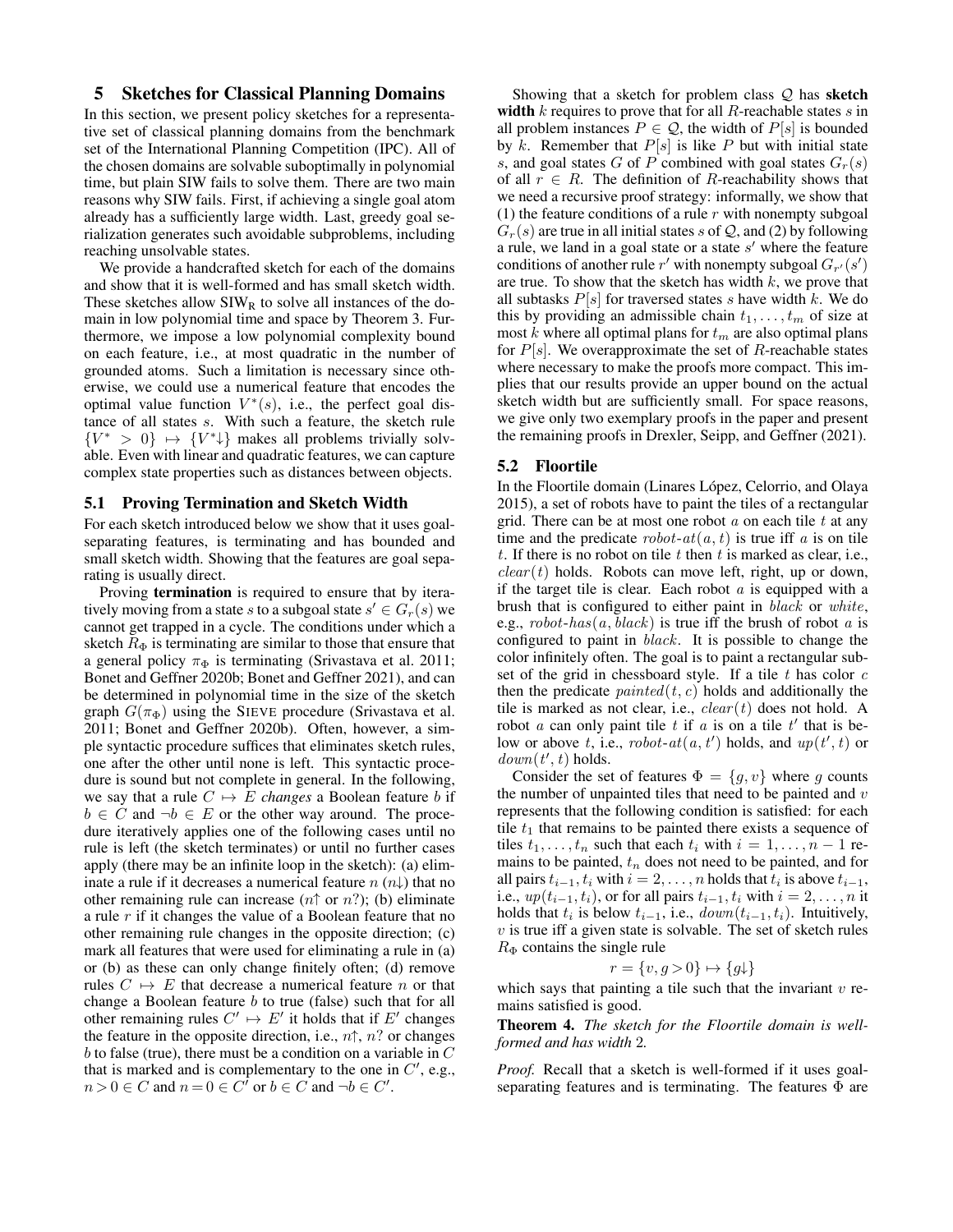# 5 Sketches for Classical Planning Domains

In this section, we present policy sketches for a representative set of classical planning domains from the benchmark set of the International Planning Competition (IPC). All of the chosen domains are solvable suboptimally in polynomial time, but plain SIW fails to solve them. There are two main reasons why SIW fails. First, if achieving a single goal atom already has a sufficiently large width. Last, greedy goal serialization generates such avoidable suboptimal subproblems, including reaching unsolvable states.

We provide a handcrafted sketch for each of the domains and show that it is well-formed and has small sketch width. These sketches allow $\text{SIW}_\text{R}$ to solve all instances of the domain in low polynomial time and space by Theorem 3. Furthermore, we impose a low polynomial complexity bound on each feature, i.e., at most quadratic in the number of grounded atoms. Such a limitation is necessary since otherwise, we could use a numerical feature that encodes the optimal value function $V^*(s)$, i.e., the perfect goal distance of all states $s$. With such a feature, the sketch rule $\{V^* > 0\} \mapsto \{V^*\downarrow\}$ makes all problems trivially solvable. Even with linear and quadratic features, we can capture complex state properties such as distances between objects.

## 5.1 Proving Termination and Sketch Width

For each sketch introduced below we show that it uses goal-separating features, is terminating and has bounded and small sketch width. Showing that the features are goal separating is usually direct.

Proving **termination** is required to ensure that by iteratively moving from a state $s$ to a subgoal state $s' \in G_r(s)$ we cannot get trapped in a cycle. The conditions under which a sketch $R_\Phi$ is terminating are similar to those that ensure that a general policy $\pi_\Phi$ is terminating (Srivastava et al. 2011; Bonet and Geffner 2020b; Bonet and Geffner 2021), and can be determined in polynomial time in the size of the sketch graph $G(\pi_\Phi)$ using the SIEVE procedure (Srivastava et al. 2011; Bonet and Geffner 2020b). Often, however, a simple syntactic procedure suffices that eliminates sketch rules, one after the other until none is left. This syntactic procedure is sound but not complete in general. In the following, we say that a rule $C \mapsto E$ *changes* a Boolean feature $b$ if $b \in C$ and $\neg b \in E$ or the other way around. The procedure iteratively applies one of the following cases until no rule is left (the sketch terminates) or until no further cases apply (there may be an infinite loop in the sketch): (a) eliminate a rule if it decreases a numerical feature $n$ ($n\downarrow$) that no other remaining rule can increase ($n\uparrow$ or $n?$); (b) eliminate a rule $r$ if it changes the value of a Boolean feature that no other remaining rule changes in the opposite direction; (c) mark all features that were used for eliminating a rule in (a) or (b) as these can only change finitely often; (d) remove rules $C \mapsto E$ that decrease a numerical feature $n$ or that change a Boolean feature $b$ to true (false) such that for all other remaining rules $C' \mapsto E'$ it holds that if $E'$ changes the feature in the opposite direction, i.e., $n\uparrow$, $n?$ or changes $b$ to false (true), there must be a condition on a variable in $C$ that is marked and is complementary to the one in $C'$, e.g., $n > 0 \in C$ and $n = 0 \in C'$ or $b \in C$ and $\neg b \in C'$.

Showing that a sketch for problem class $\mathcal{Q}$ has **sketch width** $k$ requires to prove that for all $R$-reachable states $s$ in all problem instances $P \in \mathcal{Q}$, the width of $P[s]$ is bounded by $k$. Remember that $P[s]$ is like $P$ but with initial state $s$, and goal states $G$ of $P$ combined with goal states $G_r(s)$ of all $r \in R$. The definition of $R$-reachability shows that we need a recursive proof strategy: informally, we show that (1) the feature conditions of a rule $r$ with nonempty subgoal $G_r(s)$ are true in all initial states $s$ of $\mathcal{Q}$, and (2) by following a rule, we land in a goal state or a state $s'$ where the feature conditions of another rule $r'$ with nonempty subgoal $G_{r'}(s')$ are true. To show that the sketch has width $k$, we prove that all subtasks $P[s]$ for traversed states $s$ have width $k$. We do this by providing an admissible chain $t_1, \ldots, t_m$ of size at most $k$ where all optimal plans for $t_m$ are also optimal plans for $P[s]$. We overapproximate the set of $R$-reachable states where necessary to make the proofs more compact. This implies that our results provide an upper bound on the actual sketch width but are sufficiently small. For space reasons, we give only two exemplary proofs in the paper and present the remaining proofs in Drexler, Seipp, and Geffner (2021).

## 5.2 Floortile

In the Floortile domain (Linares López, Celorrio, and Olaya 2015), a set of robots have to paint the tiles of a rectangular grid. There can be at most one robot $a$ on each tile $t$ at any time and the predicate $robot\text{-}at(a, t)$ is true iff $a$ is on tile $t$. If there is no robot on tile $t$ then $t$ is marked as clear, i.e., $clear(t)$ holds. Robots can move left, right, up or down, if the target tile is clear. Each robot $a$ is equipped with a brush that is configured to either paint in $black$ or $white$, e.g., $robot\text{-}has(a, black)$ is true iff the brush of robot $a$ is configured to paint in $black$. It is possible to change the color infinitely often. The goal is to paint a rectangular subset of the grid in chessboard style. If a tile $t$ has color $c$ then the predicate $painted(t, c)$ holds and additionally the tile is marked as not clear, i.e., $clear(t)$ does not hold. A robot $a$ can only paint tile $t$ if $a$ is on a tile $t'$ that is below or above $t$, i.e., $robot\text{-}at(a, t')$ holds, and $up(t', t)$ or $down(t', t)$ holds.

Consider the set of features $\Phi = \{g, v\}$ where $g$ counts the number of unpainted tiles that need to be painted and $v$ represents that the following condition is satisfied: for each tile $t_1$ that remains to be painted there exists a sequence of tiles $t_1, \ldots, t_n$ such that each $t_i$ with $i = 1, \ldots, n-1$ remains to be painted, $t_n$ does not need to be painted, and for all pairs $t_{i-1}, t_i$ with $i = 2, \ldots, n$ holds that $t_i$ is above $t_{i-1}$, i.e., $up(t_{i-1}, t_i)$, or for all pairs $t_{i-1}, t_i$ with $i = 2, \ldots, n$ it holds that $t_i$ is below $t_{i-1}$, i.e., $down(t_{i-1}, t_i)$. Intuitively, $v$ is true iff a given state is solvable. The set of sketch rules $R_\Phi$ contains the single rule

$$r = \{v, g > 0\} \mapsto \{g\downarrow\}$$

which says that painting a tile such that the invariant $v$ remains satisfied is good.

**Theorem 4.** *The sketch for the Floortile domain is well-formed and has width 2.*

*Proof.* Recall that a sketch is well-formed if it uses goal-separating features and is terminating. The features $\Phi$ are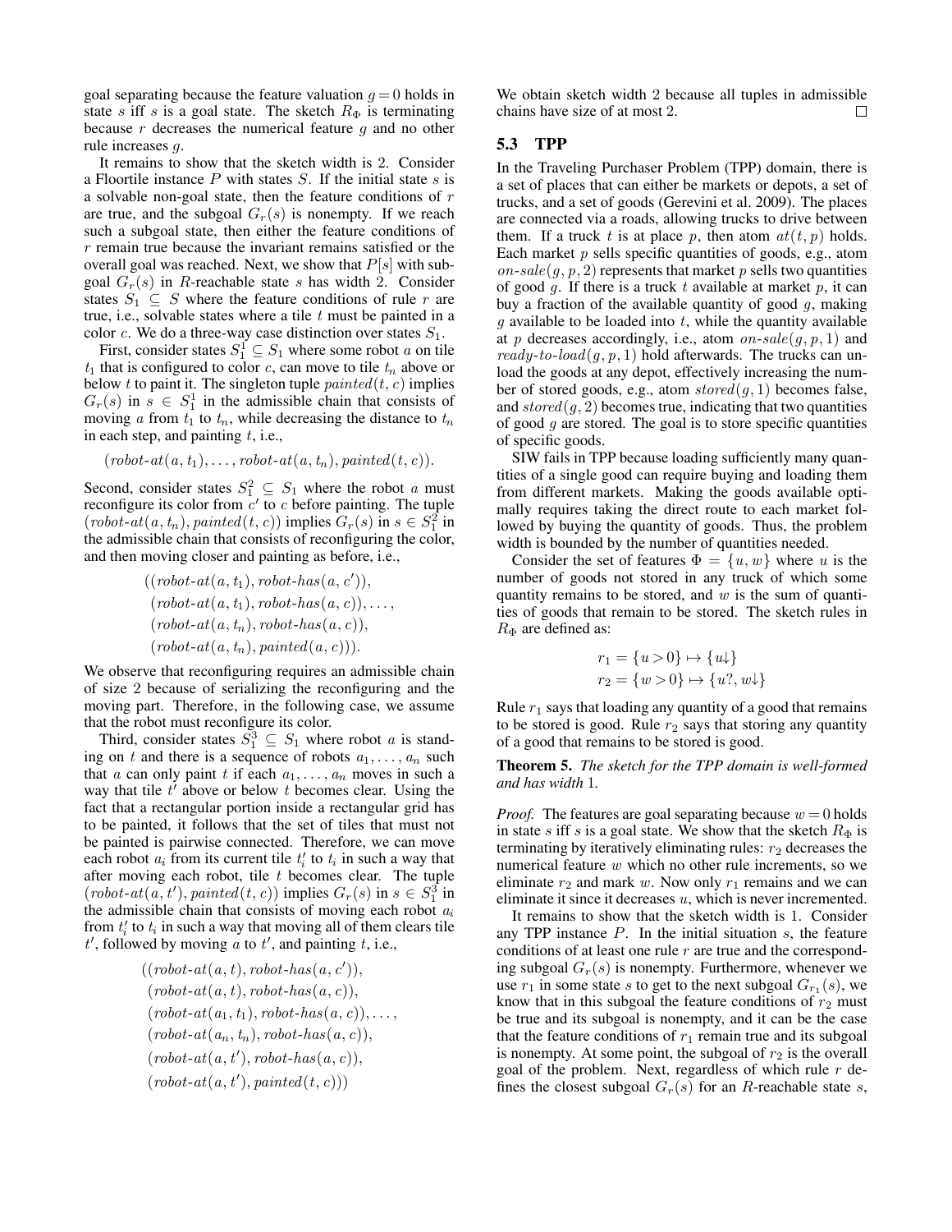goal separating because the feature valuation $g = 0$ holds in state $s$ iff $s$ is a goal state. The sketch $R_\Phi$ is terminating because $r$ decreases the numerical feature $g$ and no other rule increases $g$.

It remains to show that the sketch width is 2. Consider a Floortile instance $P$ with states $S$. If the initial state $s$ is a solvable non-goal state, then the feature conditions of $r$ are true, and the subgoal $G_r(s)$ is nonempty. If we reach such a subgoal state, then either the feature conditions of $r$ remain true because the invariant remains satisfied or the overall goal was reached. Next, we show that $P[s]$ with subgoal $G_r(s)$ in $R$-reachable state $s$ has width 2. Consider states $S_1 \subseteq S$ where the feature conditions of rule $r$ are true, i.e., solvable states where a tile $t$ must be painted in a color $c$. We do a three-way case distinction over states $S_1$.

First, consider states $S_1^1 \subseteq S_1$ where some robot $a$ on tile $t_1$ that is configured to color $c$, can move to tile $t_n$ above or below $t$ to paint it. The singleton tuple $painted(t, c)$ implies $G_r(s)$ in $s \in S_1^1$ in the admissible chain that consists of moving $a$ from $t_1$ to $t_n$, while decreasing the distance to $t_n$ in each step, and painting $t$, i.e.,

$$(robot\text{-}at(a, t_1), \ldots, robot\text{-}at(a, t_n), painted(t, c)).$$

Second, consider states $S_1^2 \subseteq S_1$ where the robot $a$ must reconfigure its color from $c'$ to $c$ before painting. The tuple $(robot\text{-}at(a, t_n), painted(t, c))$ implies $G_r(s)$ in $s \in S_1^2$ in the admissible chain that consists of reconfiguring the color, and then moving closer and painting as before, i.e.,

$$\begin{aligned}
&((robot\text{-}at(a, t_1), robot\text{-}has(a, c')),\\
&(robot\text{-}at(a, t_1), robot\text{-}has(a, c)), \ldots,\\
&(robot\text{-}at(a, t_n), robot\text{-}has(a, c)),\\
&(robot\text{-}at(a, t_n), painted(a, c))).
\end{aligned}$$

We observe that reconfiguring requires an admissible chain of size 2 because of serializing the reconfiguring and the moving part. Therefore, in the following case, we assume that the robot must reconfigure its color.

Third, consider states $S_1^3 \subseteq S_1$ where robot $a$ is standing on $t$ and there is a sequence of robots $a_1, \ldots, a_n$ such that $a$ can only paint $t$ if each $a_1, \ldots, a_n$ moves in such a way that tile $t'$ above or below $t$ becomes clear. Using the fact that a rectangular portion inside a rectangular grid has to be painted, it follows that the set of tiles that must not be painted is pairwise connected. Therefore, we can move each robot $a_i$ from its current tile $t_i'$ to $t_i$ in such a way that after moving each robot, tile $t$ becomes clear. The tuple $(robot\text{-}at(a, t'), painted(t, c))$ implies $G_r(s)$ in $s \in S_1^3$ in the admissible chain that consists of moving each robot $a_i$ from $t_i'$ to $t_i$ in such a way that moving all of them clears tile $t'$, followed by moving $a$ to $t'$, and painting $t$, i.e.,

$$\begin{aligned}
&((robot\text{-}at(a, t), robot\text{-}has(a, c')),\\
&(robot\text{-}at(a, t), robot\text{-}has(a, c)),\\
&(robot\text{-}at(a_1, t_1), robot\text{-}has(a, c)), \ldots,\\
&(robot\text{-}at(a_n, t_n), robot\text{-}has(a, c)),\\
&(robot\text{-}at(a, t'), robot\text{-}has(a, c)),\\
&(robot\text{-}at(a, t'), painted(t, c)))
\end{aligned}$$

We obtain sketch width 2 because all tuples in admissible chains have size of at most 2. □

## 5.3 TPP

In the Traveling Purchaser Problem (TPP) domain, there is a set of places that can either be markets or depots, a set of trucks, and a set of goods (Gerevini et al. 2009). The places are connected via a roads, allowing trucks to drive between them. If a truck $t$ is at place $p$, then atom $at(t, p)$ holds. Each market $p$ sells specific quantities of goods, e.g., atom $on\text{-}sale(g, p, 2)$ represents that market $p$ sells two quantities of good $g$. If there is a truck $t$ available at market $p$, it can buy a fraction of the available quantity of good $g$, making $g$ available to be loaded into $t$, while the quantity available at $p$ decreases accordingly, i.e., atom $on\text{-}sale(g, p, 1)$ and $ready\text{-}to\text{-}load(g, p, 1)$ hold afterwards. The trucks can unload the goods at any depot, effectively increasing the number of stored goods, e.g., atom $stored(g, 1)$ becomes false, and $stored(g, 2)$ becomes true, indicating that two quantities of good $g$ are stored. The goal is to store specific quantities of specific goods.

SIW fails in TPP because loading sufficiently many quantities of a single good can require buying and loading them from different markets. Making the goods available optimally requires taking the direct route to each market followed by buying the quantity of goods. Thus, the problem width is bounded by the number of quantities needed.

Consider the set of features $\Phi = \{u, w\}$ where $u$ is the number of goods not stored in any truck of which some quantity remains to be stored, and $w$ is the sum of quantities of goods that remain to be stored. The sketch rules in $R_\Phi$ are defined as:

$$\begin{aligned}
r_1 &= \{u > 0\} \mapsto \{u\downarrow\}\\
r_2 &= \{w > 0\} \mapsto \{u?, w\downarrow\}
\end{aligned}$$

Rule $r_1$ says that loading any quantity of a good that remains to be stored is good. Rule $r_2$ says that storing any quantity of a good that remains to be stored is good.

**Theorem 5.** *The sketch for the TPP domain is well-formed and has width* 1*.*

*Proof.* The features are goal separating because $w = 0$ holds in state $s$ iff $s$ is a goal state. We show that the sketch $R_\Phi$ is terminating by iteratively eliminating rules: $r_2$ decreases the numerical feature $w$ which no other rule increments, so we eliminate $r_2$ and mark $w$. Now only $r_1$ remains and we can eliminate it since it decreases $u$, which is never incremented.

It remains to show that the sketch width is 1. Consider any TPP instance $P$. In the initial situation $s$, the feature conditions of at least one rule $r$ are true and the corresponding subgoal $G_r(s)$ is nonempty. Furthermore, whenever we use $r_1$ in some state $s$ to get to the next subgoal $G_{r_1}(s)$, we know that in this subgoal the feature conditions of $r_2$ must be true and its subgoal is nonempty, and it can be the case that the feature conditions of $r_1$ remain true and its subgoal is nonempty. At some point, the subgoal of $r_2$ is the overall goal of the problem. Next, regardless of which rule $r$ defines the closest subgoal $G_r(s)$ for an $R$-reachable state $s$,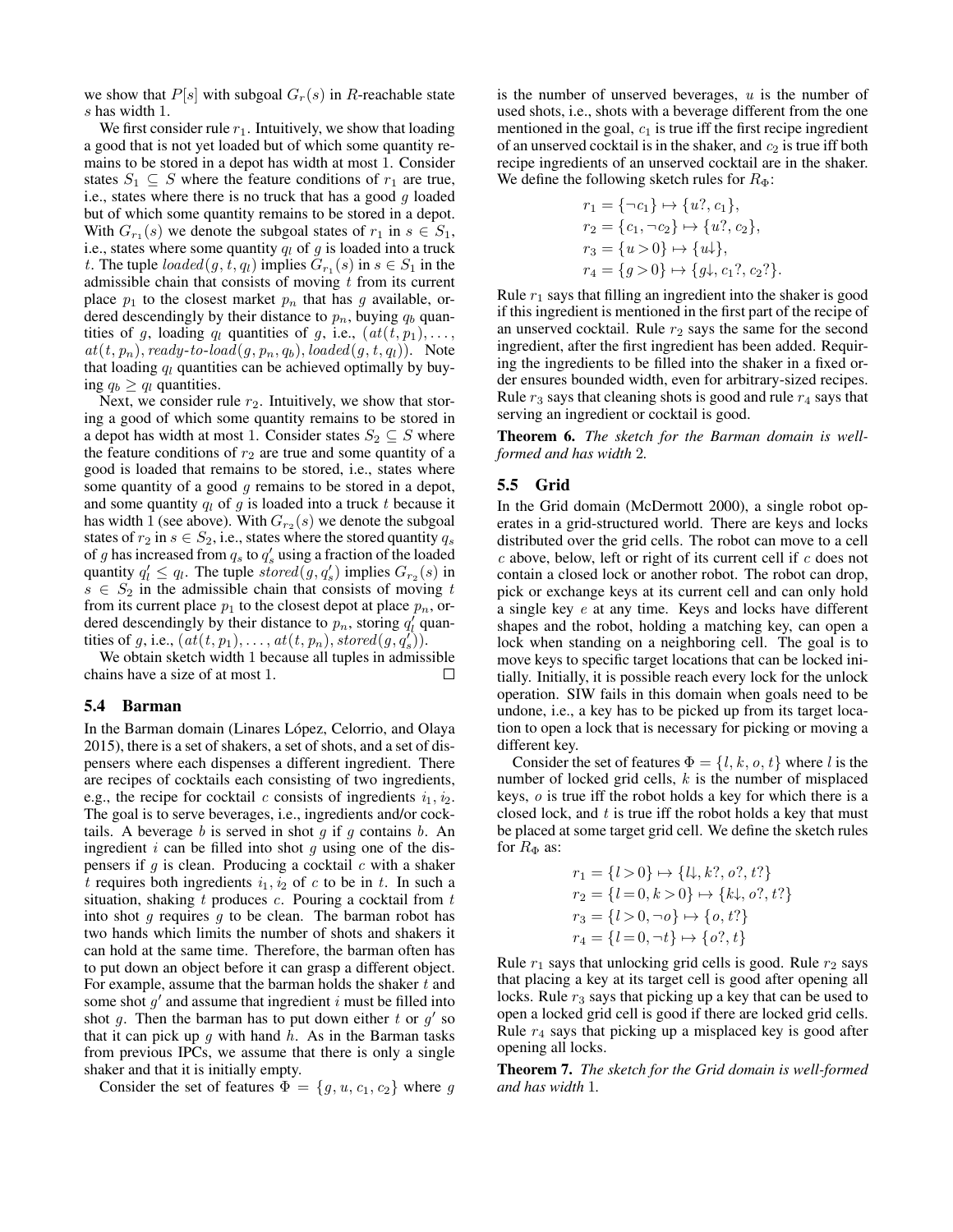we show that $P[s]$ with subgoal $G_r(s)$ in $R$-reachable state $s$ has width 1.

We first consider rule $r_1$. Intuitively, we show that loading a good that is not yet loaded but of which some quantity remains to be stored in a depot has width at most 1. Consider states $S_1 \subseteq S$ where the feature conditions of $r_1$ are true, i.e., states where there is no truck that has a good $g$ loaded but of which some quantity remains to be stored in a depot. With $G_{r_1}(s)$ we denote the subgoal states of $r_1$ in $s \in S_1$, i.e., states where some quantity $q_l$ of $g$ is loaded into a truck $t$. The tuple $loaded(g, t, q_l)$ implies $G_{r_1}(s)$ in $s \in S_1$ in the admissible chain that consists of moving $t$ from its current place $p_1$ to the closest market $p_n$ that has $g$ available, ordered descendingly by their distance to $p_n$, buying $q_b$ quantities of $g$, loading $q_l$ quantities of $g$, i.e., $(at(t, p_1), \ldots, at(t, p_n), ready\text{-}to\text{-}load(g, p_n, q_b), loaded(g, t, q_l))$. Note that loading $q_l$ quantities can be achieved optimally by buying $q_b \geq q_l$ quantities.

Next, we consider rule $r_2$. Intuitively, we show that storing a good of which some quantity remains to be stored in a depot has width at most 1. Consider states $S_2 \subseteq S$ where the feature conditions of $r_2$ are true and some quantity of a good is loaded that remains to be stored, i.e., states where some quantity of a good $g$ remains to be stored in a depot, and some quantity $q_l$ of $g$ is loaded into a truck $t$ because it has width 1 (see above). With $G_{r_2}(s)$ we denote the subgoal states of $r_2$ in $s \in S_2$, i.e., states where the stored quantity $q_s$ of $g$ has increased from $q_s$ to $q'_s$ using a fraction of the loaded quantity $q'_l \leq q_l$. The tuple $stored(g, q'_s)$ implies $G_{r_2}(s)$ in $s \in S_2$ in the admissible chain that consists of moving $t$ from its current place $p_1$ to the closest depot at place $p_n$, ordered descendingly by their distance to $p_n$, storing $q'_l$ quantities of $g$, i.e., $(at(t, p_1), \ldots, at(t, p_n), stored(g, q'_s))$.

We obtain sketch width 1 because all tuples in admissible chains have a size of at most 1. □

### 5.4 Barman

In the Barman domain (Linares López, Celorrio, and Olaya 2015), there is a set of shakers, a set of shots, and a set of dispensers where each dispenses a different ingredient. There are recipes of cocktails each consisting of two ingredients, e.g., the recipe for cocktail $c$ consists of ingredients $i_1, i_2$. The goal is to serve beverages, i.e., ingredients and/or cocktails. A beverage $b$ is served in shot $g$ if $g$ contains $b$. An ingredient $i$ can be filled into shot $g$ using one of the dispensers if $g$ is clean. Producing a cocktail $c$ with a shaker $t$ requires both ingredients $i_1, i_2$ of $c$ to be in $t$. In such a situation, shaking $t$ produces $c$. Pouring a cocktail from $t$ into shot $g$ requires $g$ to be clean. The barman robot has two hands which limits the number of shots and shakers it can hold at the same time. Therefore, the barman often has to put down an object before it can grasp a different object. For example, assume that the barman holds the shaker $t$ and some shot $g'$ and assume that ingredient $i$ must be filled into shot $g$. Then the barman has to put down either $t$ or $g'$ so that it can pick up $g$ with hand $h$. As in the Barman tasks from previous IPCs, we assume that there is only a single shaker and that it is initially empty.

Consider the set of features $\Phi = \{g, u, c_1, c_2\}$ where $g$ is the number of unserved beverages, $u$ is the number of used shots, i.e., shots with a beverage different from the one mentioned in the goal, $c_1$ is true iff the first recipe ingredient of an unserved cocktail is in the shaker, and $c_2$ is true iff both recipe ingredients of an unserved cocktail are in the shaker. We define the following sketch rules for $R_\Phi$:

$$
\begin{aligned}
r_1 &= \{\neg c_1\} \mapsto \{u?, c_1\}, \\
r_2 &= \{c_1, \neg c_2\} \mapsto \{u?, c_2\}, \\
r_3 &= \{u > 0\} \mapsto \{u\downarrow\}, \\
r_4 &= \{g > 0\} \mapsto \{g\downarrow, c_1?, c_2?\}.
\end{aligned}
$$

Rule $r_1$ says that filling an ingredient into the shaker is good if this ingredient is mentioned in the first part of the recipe of an unserved cocktail. Rule $r_2$ says the same for the second ingredient, after the first ingredient has been added. Requiring the ingredients to be filled into the shaker in a fixed order ensures bounded width, even for arbitrary-sized recipes. Rule $r_3$ says that cleaning shots is good and rule $r_4$ says that serving an ingredient or cocktail is good.

**Theorem 6.** *The sketch for the Barman domain is well-formed and has width* 2*.*

### 5.5 Grid

In the Grid domain (McDermott 2000), a single robot operates in a grid-structured world. There are keys and locks distributed over the grid cells. The robot can move to a cell $c$ above, below, left or right of its current cell if $c$ does not contain a closed lock or another robot. The robot can drop, pick or exchange keys at its current cell and can only hold a single key $e$ at any time. Keys and locks have different shapes and the robot, holding a matching key, can open a lock when standing on a neighboring cell. The goal is to move keys to specific target locations that can be locked initially. Initially, it is possible reach every lock for the unlock operation. SIW fails in this domain when goals need to be undone, i.e., a key has to be picked up from its target location to open a lock that is necessary for picking or moving a different key.

Consider the set of features $\Phi = \{l, k, o, t\}$ where $l$ is the number of locked grid cells, $k$ is the number of misplaced keys, $o$ is true iff the robot holds a key for which there is a closed lock, and $t$ is true iff the robot holds a key that must be placed at some target grid cell. We define the sketch rules for $R_\Phi$ as:

$$
\begin{aligned}
r_1 &= \{l > 0\} \mapsto \{l\downarrow, k?, o?, t?\} \\
r_2 &= \{l = 0, k > 0\} \mapsto \{k\downarrow, o?, t?\} \\
r_3 &= \{l > 0, \neg o\} \mapsto \{o, t?\} \\
r_4 &= \{l = 0, \neg t\} \mapsto \{o?, t\}
\end{aligned}
$$

Rule $r_1$ says that unlocking grid cells is good. Rule $r_2$ says that placing a key at its target cell is good after opening all locks. Rule $r_3$ says that picking up a key that can be used to open a locked grid cell is good if there are locked grid cells. Rule $r_4$ says that picking up a misplaced key is good after opening all locks.

**Theorem 7.** *The sketch for the Grid domain is well-formed and has width* 1*.*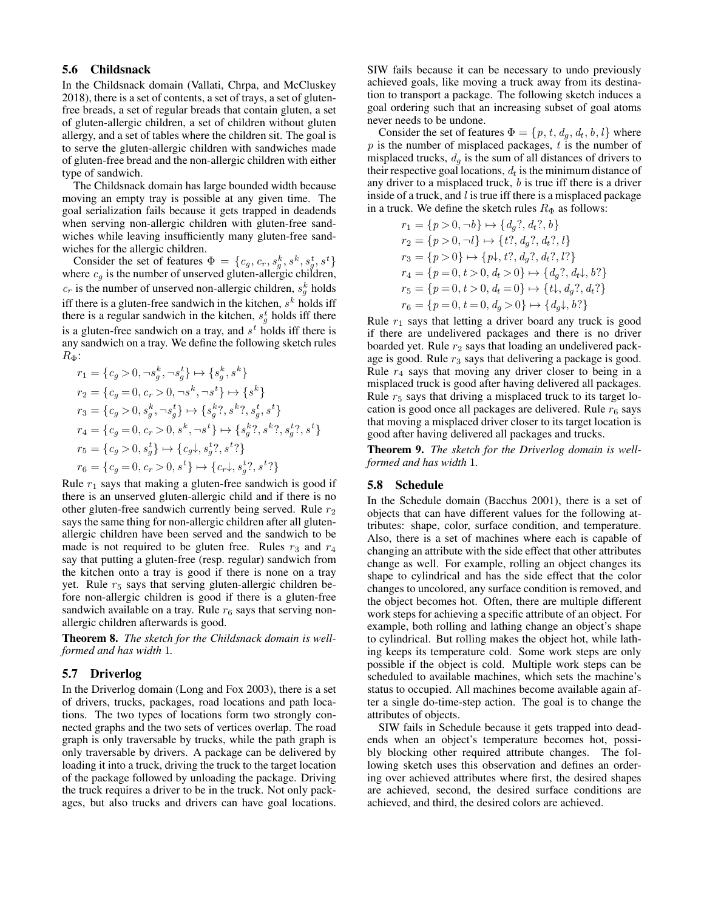### 5.6 Childsnack

In the Childsnack domain (Vallati, Chrpa, and McCluskey 2018), there is a set of contents, a set of trays, a set of gluten-free breads, a set of regular breads that contain gluten, a set of gluten-allergic children, a set of children without gluten allergy, and a set of tables where the children sit. The goal is to serve the gluten-allergic children with sandwiches made of gluten-free bread and the non-allergic children with either type of sandwich.

The Childsnack domain has large bounded width because moving an empty tray is possible at any given time. The goal serialization fails because it gets trapped in deadends when serving non-allergic children with gluten-free sandwiches while leaving insufficiently many gluten-free sandwiches for the allergic children.

Consider the set of features $\Phi = \{c_g, c_r, s^k_g, s^k, s^t_g, s^t\}$ where $c_g$ is the number of unserved gluten-allergic children, $c_r$ is the number of unserved non-allergic children, $s^k_g$ holds iff there is a gluten-free sandwich in the kitchen, $s^k$ holds iff there is a regular sandwich in the kitchen, $s^t_g$ holds iff there is a gluten-free sandwich on a tray, and $s^t$ holds iff there is any sandwich on a tray. We define the following sketch rules $R_\Phi$:

$$r_1 = \{c_g > 0, \neg s^k_g, \neg s^t_g\} \mapsto \{s^k_g, s^k\}$$
$$r_2 = \{c_g = 0, c_r > 0, \neg s^k, \neg s^t\} \mapsto \{s^k\}$$
$$r_3 = \{c_g > 0, s^k_g, \neg s^t_g\} \mapsto \{s^k_g?, s^k?, s^t_g, s^t\}$$
$$r_4 = \{c_g = 0, c_r > 0, s^k, \neg s^t\} \mapsto \{s^k_g?, s^k?, s^t_g?, s^t\}$$
$$r_5 = \{c_g > 0, s^t_g\} \mapsto \{c_g\downarrow, s^t_g?, s^t?\}$$
$$r_6 = \{c_g = 0, c_r > 0, s^t\} \mapsto \{c_r\downarrow, s^t_g?, s^t?\}$$

Rule $r_1$ says that making a gluten-free sandwich is good if there is an unserved gluten-allergic child and if there is no other gluten-free sandwich currently being served. Rule $r_2$ says the same thing for non-allergic children after all gluten-allergic children have been served and the sandwich to be made is not required to be gluten free. Rules $r_3$ and $r_4$ say that putting a gluten-free (resp. regular) sandwich from the kitchen onto a tray is good if there is none on a tray yet. Rule $r_5$ says that serving gluten-allergic children before non-allergic children is good if there is a gluten-free sandwich available on a tray. Rule $r_6$ says that serving non-allergic children afterwards is good.

**Theorem 8.** *The sketch for the Childsnack domain is well-formed and has width* 1*.*

### 5.7 Driverlog

In the Driverlog domain (Long and Fox 2003), there is a set of drivers, trucks, packages, road locations and path locations. The two types of locations form two strongly connected graphs and the two sets of vertices overlap. The road graph is only traversable by trucks, while the path graph is only traversable by drivers. A package can be delivered by loading it into a truck, driving the truck to the target location of the package followed by unloading the package. Driving the truck requires a driver to be in the truck. Not only packages, but also trucks and drivers can have goal locations. SIW fails because it can be necessary to undo previously achieved goals, like moving a truck away from its destination to transport a package. The following sketch induces a goal ordering such that an increasing subset of goal atoms never needs to be undone.

Consider the set of features $\Phi = \{p, t, d_g, d_t, b, l\}$ where $p$ is the number of misplaced packages, $t$ is the number of misplaced trucks, $d_g$ is the sum of all distances of drivers to their respective goal locations, $d_t$ is the minimum distance of any driver to a misplaced truck, $b$ is true iff there is a driver inside of a truck, and $l$ is true iff there is a misplaced package in a truck. We define the sketch rules $R_\Phi$ as follows:

$$r_1 = \{p > 0, \neg b\} \mapsto \{d_g?, d_t?, b\}$$
$$r_2 = \{p > 0, \neg l\} \mapsto \{t?, d_g?, d_t?, l\}$$
$$r_3 = \{p > 0\} \mapsto \{p\downarrow, t?, d_g?, d_t?, l?\}$$
$$r_4 = \{p = 0, t > 0, d_t > 0\} \mapsto \{d_g?, d_t\downarrow, b?\}$$
$$r_5 = \{p = 0, t > 0, d_t = 0\} \mapsto \{t\downarrow, d_g?, d_t?\}$$
$$r_6 = \{p = 0, t = 0, d_g > 0\} \mapsto \{d_g\downarrow, b?\}$$

Rule $r_1$ says that letting a driver board any truck is good if there are undelivered packages and there is no driver boarded yet. Rule $r_2$ says that loading an undelivered package is good. Rule $r_3$ says that delivering a package is good. Rule $r_4$ says that moving any driver closer to being in a misplaced truck is good after having delivered all packages. Rule $r_5$ says that driving a misplaced truck to its target location is good once all packages are delivered. Rule $r_6$ says that moving a misplaced driver closer to its target location is good after having delivered all packages and trucks.

**Theorem 9.** *The sketch for the Driverlog domain is well-formed and has width* 1*.*

### 5.8 Schedule

In the Schedule domain (Bacchus 2001), there is a set of objects that can have different values for the following attributes: shape, color, surface condition, and temperature. Also, there is a set of machines where each is capable of changing an attribute with the side effect that other attributes change as well. For example, rolling an object changes its shape to cylindrical and has the side effect that the color changes to uncolored, any surface condition is removed, and the object becomes hot. Often, there are multiple different work steps for achieving a specific attribute of an object. For example, both rolling and lathing change an object's shape to cylindrical. But rolling makes the object hot, while lathing keeps its temperature cold. Some work steps are only possible if the object is cold. Multiple work steps can be scheduled to available machines, which sets the machine's status to occupied. All machines become available again after a single do-time-step action. The goal is to change the attributes of objects.

SIW fails in Schedule because it gets trapped into deadends when an object's temperature becomes hot, possibly blocking other required attribute changes. The following sketch uses this observation and defines an ordering over achieved attributes where first, the desired shapes are achieved, second, the desired surface conditions are achieved, and third, the desired colors are achieved.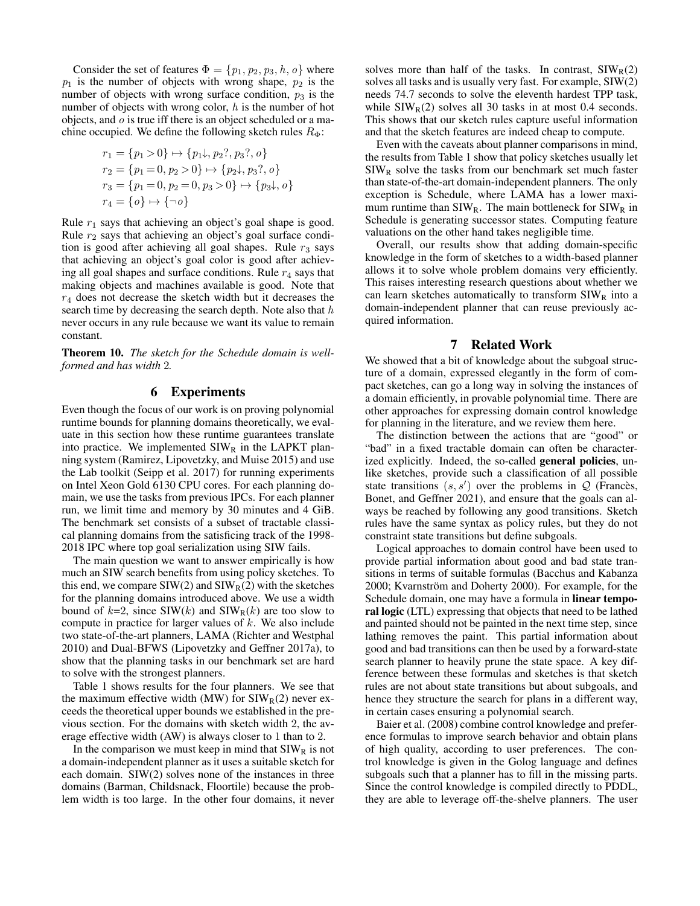Consider the set of features $\Phi = \{p_1, p_2, p_3, h, o\}$ where $p_1$ is the number of objects with wrong shape, $p_2$ is the number of objects with wrong surface condition, $p_3$ is the number of objects with wrong color, $h$ is the number of hot objects, and $o$ is true iff there is an object scheduled or a machine occupied. We define the following sketch rules $R_\Phi$:

$$r_1 = \{p_1 > 0\} \mapsto \{p_1\downarrow, p_2?, p_3?, o\}$$
$$r_2 = \{p_1 = 0, p_2 > 0\} \mapsto \{p_2\downarrow, p_3?, o\}$$
$$r_3 = \{p_1 = 0, p_2 = 0, p_3 > 0\} \mapsto \{p_3\downarrow, o\}$$
$$r_4 = \{o\} \mapsto \{\neg o\}$$

Rule $r_1$ says that achieving an object's goal shape is good. Rule $r_2$ says that achieving an object's goal surface condition is good after achieving all goal shapes. Rule $r_3$ says that achieving an object's goal color is good after achieving all goal shapes and surface conditions. Rule $r_4$ says that making objects and machines available is good. Note that $r_4$ does not decrease the sketch width but it decreases the search time by decreasing the search depth. Note also that $h$ never occurs in any rule because we want its value to remain constant.

**Theorem 10.** *The sketch for the Schedule domain is well-formed and has width 2.*

## 6 Experiments

Even though the focus of our work is on proving polynomial runtime bounds for planning domains theoretically, we evaluate in this section how these runtime guarantees translate into practice. We implemented $\text{SIW}_\text{R}$ in the LAPKT planning system (Ramirez, Lipovetzky, and Muise 2015) and use the Lab toolkit (Seipp et al. 2017) for running experiments on Intel Xeon Gold 6130 CPU cores. For each planning domain, we use the tasks from previous IPCs. For each planner run, we limit time and memory by 30 minutes and 4 GiB. The benchmark set consists of a subset of tractable classical planning domains from the satisficing track of the 1998-2018 IPC where top goal serialization using SIW fails.

The main question we want to answer empirically is how much an SIW search benefits from using policy sketches. To this end, we compare SIW(2) and $\text{SIW}_\text{R}(2)$ with the sketches for the planning domains introduced above. We use a width bound of $k$=2, since SIW($k$) and $\text{SIW}_\text{R}(k)$ are too slow to compute in practice for larger values of $k$. We also include two state-of-the-art planners, LAMA (Richter and Westphal 2010) and Dual-BFWS (Lipovetzky and Geffner 2017a), to show that the planning tasks in our benchmark set are hard to solve with the strongest planners.

Table 1 shows results for the four planners. We see that the maximum effective width (MW) for $\text{SIW}_\text{R}(2)$ never exceeds the theoretical upper bounds we established in the previous section. For the domains with sketch width 2, the average effective width (AW) is always closer to 1 than to 2.

In the comparison we must keep in mind that $\text{SIW}_\text{R}$ is not a domain-independent planner as it uses a suitable sketch for each domain. SIW(2) solves none of the instances in three domains (Barman, Childsnack, Floortile) because the problem width is too large. In the other four domains, it never solves more than half of the tasks. In contrast, $\text{SIW}_\text{R}(2)$ solves all tasks and is usually very fast. For example, SIW(2) needs 74.7 seconds to solve the eleventh hardest TPP task, while $\text{SIW}_\text{R}(2)$ solves all 30 tasks in at most 0.4 seconds. This shows that our sketch rules capture useful information and that the sketch features are indeed cheap to compute.

Even with the caveats about planner comparisons in mind, the results from Table 1 show that policy sketches usually let $\text{SIW}_\text{R}$ solve the tasks from our benchmark set much faster than state-of-the-art domain-independent planners. The only exception is Schedule, where LAMA has a lower maximum runtime than $\text{SIW}_\text{R}$. The main bottleneck for $\text{SIW}_\text{R}$ in Schedule is generating successor states. Computing feature valuations on the other hand takes negligible time.

Overall, our results show that adding domain-specific knowledge in the form of sketches to a width-based planner allows it to solve whole problem domains very efficiently. This raises interesting research questions about whether we can learn sketches automatically to transform $\text{SIW}_\text{R}$ into a domain-independent planner that can reuse previously acquired information.

## 7 Related Work

We showed that a bit of knowledge about the subgoal structure of a domain, expressed elegantly in the form of compact sketches, can go a long way in solving the instances of a domain efficiently, in provable polynomial time. There are other approaches for expressing domain control knowledge for planning in the literature, and we review them here.

The distinction between the actions that are "good" or "bad" in a fixed tractable domain can often be characterized explicitly. Indeed, the so-called **general policies**, unlike sketches, provide such a classification of all possible state transitions $(s, s')$ over the problems in $\mathcal{Q}$ (Francès, Bonet, and Geffner 2021), and ensure that the goals can always be reached by following any good transitions. Sketch rules have the same syntax as policy rules, but they do not constraint state transitions but define subgoals.

Logical approaches to domain control have been used to provide partial information about good and bad state transitions in terms of suitable formulas (Bacchus and Kabanza 2000; Kvarnström and Doherty 2000). For example, for the Schedule domain, one may have a formula in **linear temporal logic** (LTL) expressing that objects that need to be lathed and painted should not be painted in the next time step, since lathing removes the paint. This partial information about good and bad transitions can then be used by a forward-state search planner to heavily prune the state space. A key difference between these formulas and sketches is that sketch rules are not about state transitions but about subgoals, and hence they structure the search for plans in a different way, in certain cases ensuring a polynomial search.

Baier et al. (2008) combine control knowledge and preference formulas to improve search behavior and obtain plans of high quality, according to user preferences. The control knowledge is given in the Golog language and defines subgoals such that a planner has to fill in the missing parts. Since the control knowledge is compiled directly to PDDL, they are able to leverage off-the-shelve planners. The user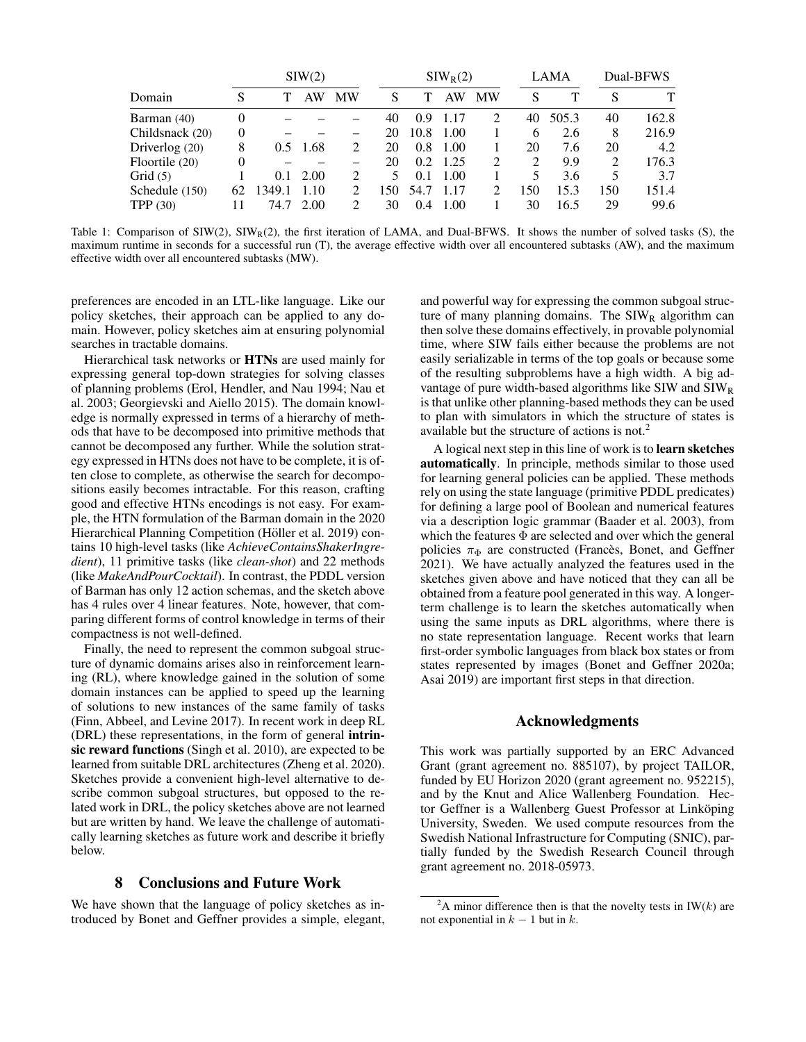| Domain | SIW(2) | | | | $\text{SIW}_\text{R}(2)$ | | | | LAMA | | Dual-BFWS | |
|---|---|---|---|---|---|---|---|---|---|---|---|---|
| | S | T | AW | MW | S | T | AW | MW | S | T | S | T |
| Barman (40) | 0 | – | – | – | 40 | 0.9 | 1.17 | 2 | 40 | 505.3 | 40 | 162.8 |
| Childsnack (20) | 0 | – | – | – | 20 | 10.8 | 1.00 | 1 | 6 | 2.6 | 8 | 216.9 |
| Driverlog (20) | 8 | 0.5 | 1.68 | 2 | 20 | 0.8 | 1.00 | 1 | 20 | 7.6 | 20 | 4.2 |
| Floortile (20) | 0 | – | – | – | 20 | 0.2 | 1.25 | 2 | 2 | 9.9 | 2 | 176.3 |
| Grid (5) | 1 | 0.1 | 2.00 | 2 | 5 | 0.1 | 1.00 | 1 | 5 | 3.6 | 5 | 3.7 |
| Schedule (150) | 62 | 1349.1 | 1.10 | 2 | 150 | 54.7 | 1.17 | 2 | 150 | 15.3 | 150 | 151.4 |
| TPP (30) | 11 | 74.7 | 2.00 | 2 | 30 | 0.4 | 1.00 | 1 | 30 | 16.5 | 29 | 99.6 |

Table 1: Comparison of SIW(2), $\text{SIW}_\text{R}(2)$, the first iteration of LAMA, and Dual-BFWS. It shows the number of solved tasks (S), the maximum runtime in seconds for a successful run (T), the average effective width over all encountered subtasks (AW), and the maximum effective width over all encountered subtasks (MW).

preferences are encoded in an LTL-like language. Like our policy sketches, their approach can be applied to any domain. However, policy sketches aim at ensuring polynomial searches in tractable domains.

Hierarchical task networks or **HTNs** are used mainly for expressing general top-down strategies for solving classes of planning problems (Erol, Hendler, and Nau 1994; Nau et al. 2003; Georgievski and Aiello 2015). The domain knowledge is normally expressed in terms of a hierarchy of methods that have to be decomposed into primitive methods that cannot be decomposed any further. While the solution strategy expressed in HTNs does not have to be complete, it is often close to complete, as otherwise the search for decompositions easily becomes intractable. For this reason, crafting good and effective HTNs encodings is not easy. For example, the HTN formulation of the Barman domain in the 2020 Hierarchical Planning Competition (Höller et al. 2019) contains 10 high-level tasks (like *AchieveContainsShakerIngredient*), 11 primitive tasks (like *clean-shot*) and 22 methods (like *MakeAndPourCocktail*). In contrast, the PDDL version of Barman has only 12 action schemas, and the sketch above has 4 rules over 4 linear features. Note, however, that comparing different forms of control knowledge in terms of their compactness is not well-defined.

Finally, the need to represent the common subgoal structure of dynamic domains arises also in reinforcement learning (RL), where knowledge gained in the solution of some domain instances can be applied to speed up the learning of solutions to new instances of the same family of tasks (Finn, Abbeel, and Levine 2017). In recent work in deep RL (DRL) these representations, in the form of general **intrinsic reward functions** (Singh et al. 2010), are expected to be learned from suitable DRL architectures (Zheng et al. 2020). Sketches provide a convenient high-level alternative to describe common subgoal structures, but opposed to the related work in DRL, the policy sketches above are not learned but are written by hand. We leave the challenge of automatically learning sketches as future work and describe it briefly below.

## 8 Conclusions and Future Work

We have shown that the language of policy sketches as introduced by Bonet and Geffner provides a simple, elegant, and powerful way for expressing the common subgoal structure of many planning domains. The $\text{SIW}_\text{R}$ algorithm can then solve these domains effectively, in provable polynomial time, where SIW fails either because the problems are not easily serializable in terms of the top goals or because some of the resulting subproblems have a high width. A big advantage of pure width-based algorithms like SIW and $\text{SIW}_\text{R}$ is that unlike other planning-based methods they can be used to plan with simulators in which the structure of states is available but the structure of actions is not.[2]

A logical next step in this line of work is to **learn sketches automatically**. In principle, methods similar to those used for learning general policies can be applied. These methods rely on using the state language (primitive PDDL predicates) for defining a large pool of Boolean and numerical features via a description logic grammar (Baader et al. 2003), from which the features $\Phi$ are selected and over which the general policies $\pi_\Phi$ are constructed (Francès, Bonet, and Geffner 2021). We have actually analyzed the features used in the sketches given above and have noticed that they can all be obtained from a feature pool generated in this way. A longer-term challenge is to learn the sketches automatically when using the same inputs as DRL algorithms, where there is no state representation language. Recent works that learn first-order symbolic languages from black box states or from states represented by images (Bonet and Geffner 2020a; Asai 2019) are important first steps in that direction.

## Acknowledgments

This work was partially supported by an ERC Advanced Grant (grant agreement no. 885107), by project TAILOR, funded by EU Horizon 2020 (grant agreement no. 952215), and by the Knut and Alice Wallenberg Foundation. Hector Geffner is a Wallenberg Guest Professor at Linköping University, Sweden. We used compute resources from the Swedish National Infrastructure for Computing (SNIC), partially funded by the Swedish Research Council through grant agreement no. 2018-05973.

[2]A minor difference then is that the novelty tests in IW($k$) are not exponential in $k-1$ but in $k$.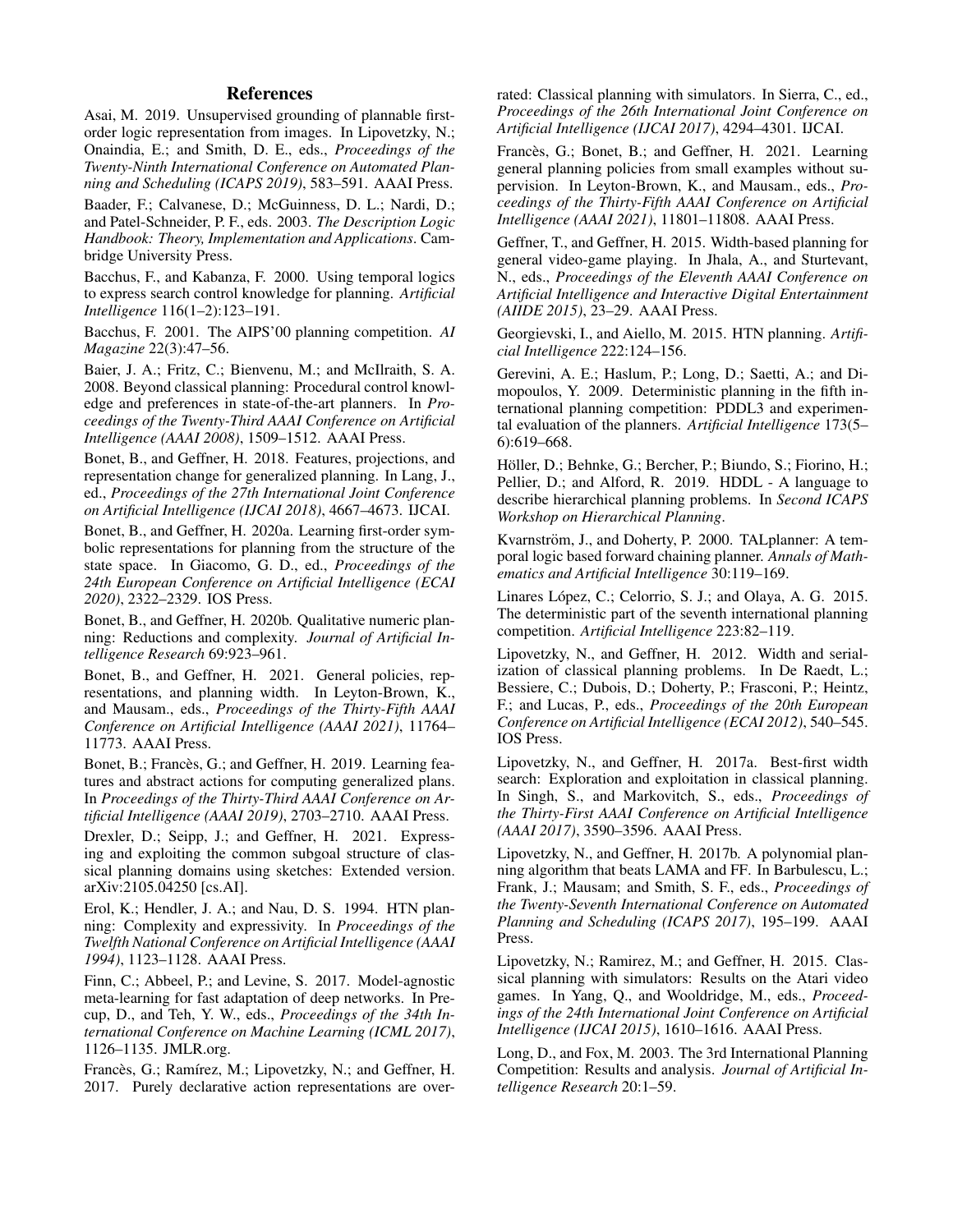## References

Asai, M. 2019. Unsupervised grounding of plannable first-order logic representation from images. In Lipovetzky, N.; Onaindia, E.; and Smith, D. E., eds., *Proceedings of the Twenty-Ninth International Conference on Automated Planning and Scheduling (ICAPS 2019)*, 583–591. AAAI Press.

Baader, F.; Calvanese, D.; McGuinness, D. L.; Nardi, D.; and Patel-Schneider, P. F., eds. 2003. *The Description Logic Handbook: Theory, Implementation and Applications*. Cambridge University Press.

Bacchus, F., and Kabanza, F. 2000. Using temporal logics to express search control knowledge for planning. *Artificial Intelligence* 116(1–2):123–191.

Bacchus, F. 2001. The AIPS'00 planning competition. *AI Magazine* 22(3):47–56.

Baier, J. A.; Fritz, C.; Bienvenu, M.; and McIlraith, S. A. 2008. Beyond classical planning: Procedural control knowledge and preferences in state-of-the-art planners. In *Proceedings of the Twenty-Third AAAI Conference on Artificial Intelligence (AAAI 2008)*, 1509–1512. AAAI Press.

Bonet, B., and Geffner, H. 2018. Features, projections, and representation change for generalized planning. In Lang, J., ed., *Proceedings of the 27th International Joint Conference on Artificial Intelligence (IJCAI 2018)*, 4667–4673. IJCAI.

Bonet, B., and Geffner, H. 2020a. Learning first-order symbolic representations for planning from the structure of the state space. In Giacomo, G. D., ed., *Proceedings of the 24th European Conference on Artificial Intelligence (ECAI 2020)*, 2322–2329. IOS Press.

Bonet, B., and Geffner, H. 2020b. Qualitative numeric planning: Reductions and complexity. *Journal of Artificial Intelligence Research* 69:923–961.

Bonet, B., and Geffner, H. 2021. General policies, representations, and planning width. In Leyton-Brown, K., and Mausam., eds., *Proceedings of the Thirty-Fifth AAAI Conference on Artificial Intelligence (AAAI 2021)*, 11764–11773. AAAI Press.

Bonet, B.; Francès, G.; and Geffner, H. 2019. Learning features and abstract actions for computing generalized plans. In *Proceedings of the Thirty-Third AAAI Conference on Artificial Intelligence (AAAI 2019)*, 2703–2710. AAAI Press.

Drexler, D.; Seipp, J.; and Geffner, H. 2021. Expressing and exploiting the common subgoal structure of classical planning domains using sketches: Extended version. arXiv:2105.04250 [cs.AI].

Erol, K.; Hendler, J. A.; and Nau, D. S. 1994. HTN planning: Complexity and expressivity. In *Proceedings of the Twelfth National Conference on Artificial Intelligence (AAAI 1994)*, 1123–1128. AAAI Press.

Finn, C.; Abbeel, P.; and Levine, S. 2017. Model-agnostic meta-learning for fast adaptation of deep networks. In Precup, D., and Teh, Y. W., eds., *Proceedings of the 34th International Conference on Machine Learning (ICML 2017)*, 1126–1135. JMLR.org.

Francès, G.; Ramírez, M.; Lipovetzky, N.; and Geffner, H. 2017. Purely declarative action representations are overrated: Classical planning with simulators. In Sierra, C., ed., *Proceedings of the 26th International Joint Conference on Artificial Intelligence (IJCAI 2017)*, 4294–4301. IJCAI.

Francès, G.; Bonet, B.; and Geffner, H. 2021. Learning general planning policies from small examples without supervision. In Leyton-Brown, K., and Mausam., eds., *Proceedings of the Thirty-Fifth AAAI Conference on Artificial Intelligence (AAAI 2021)*, 11801–11808. AAAI Press.

Geffner, T., and Geffner, H. 2015. Width-based planning for general video-game playing. In Jhala, A., and Sturtevant, N., eds., *Proceedings of the Eleventh AAAI Conference on Artificial Intelligence and Interactive Digital Entertainment (AIIDE 2015)*, 23–29. AAAI Press.

Georgievski, I., and Aiello, M. 2015. HTN planning. *Artificial Intelligence* 222:124–156.

Gerevini, A. E.; Haslum, P.; Long, D.; Saetti, A.; and Dimopoulos, Y. 2009. Deterministic planning in the fifth international planning competition: PDDL3 and experimental evaluation of the planners. *Artificial Intelligence* 173(5–6):619–668.

Höller, D.; Behnke, G.; Bercher, P.; Biundo, S.; Fiorino, H.; Pellier, D.; and Alford, R. 2019. HDDL - A language to describe hierarchical planning problems. In *Second ICAPS Workshop on Hierarchical Planning*.

Kvarnström, J., and Doherty, P. 2000. TALplanner: A temporal logic based forward chaining planner. *Annals of Mathematics and Artificial Intelligence* 30:119–169.

Linares López, C.; Celorrio, S. J.; and Olaya, A. G. 2015. The deterministic part of the seventh international planning competition. *Artificial Intelligence* 223:82–119.

Lipovetzky, N., and Geffner, H. 2012. Width and serialization of classical planning problems. In De Raedt, L.; Bessiere, C.; Dubois, D.; Doherty, P.; Frasconi, P.; Heintz, F.; and Lucas, P., eds., *Proceedings of the 20th European Conference on Artificial Intelligence (ECAI 2012)*, 540–545. IOS Press.

Lipovetzky, N., and Geffner, H. 2017a. Best-first width search: Exploration and exploitation in classical planning. In Singh, S., and Markovitch, S., eds., *Proceedings of the Thirty-First AAAI Conference on Artificial Intelligence (AAAI 2017)*, 3590–3596. AAAI Press.

Lipovetzky, N., and Geffner, H. 2017b. A polynomial planning algorithm that beats LAMA and FF. In Barbulescu, L.; Frank, J.; Mausam; and Smith, S. F., eds., *Proceedings of the Twenty-Seventh International Conference on Automated Planning and Scheduling (ICAPS 2017)*, 195–199. AAAI Press.

Lipovetzky, N.; Ramirez, M.; and Geffner, H. 2015. Classical planning with simulators: Results on the Atari video games. In Yang, Q., and Wooldridge, M., eds., *Proceedings of the 24th International Joint Conference on Artificial Intelligence (IJCAI 2015)*, 1610–1616. AAAI Press.

Long, D., and Fox, M. 2003. The 3rd International Planning Competition: Results and analysis. *Journal of Artificial Intelligence Research* 20:1–59.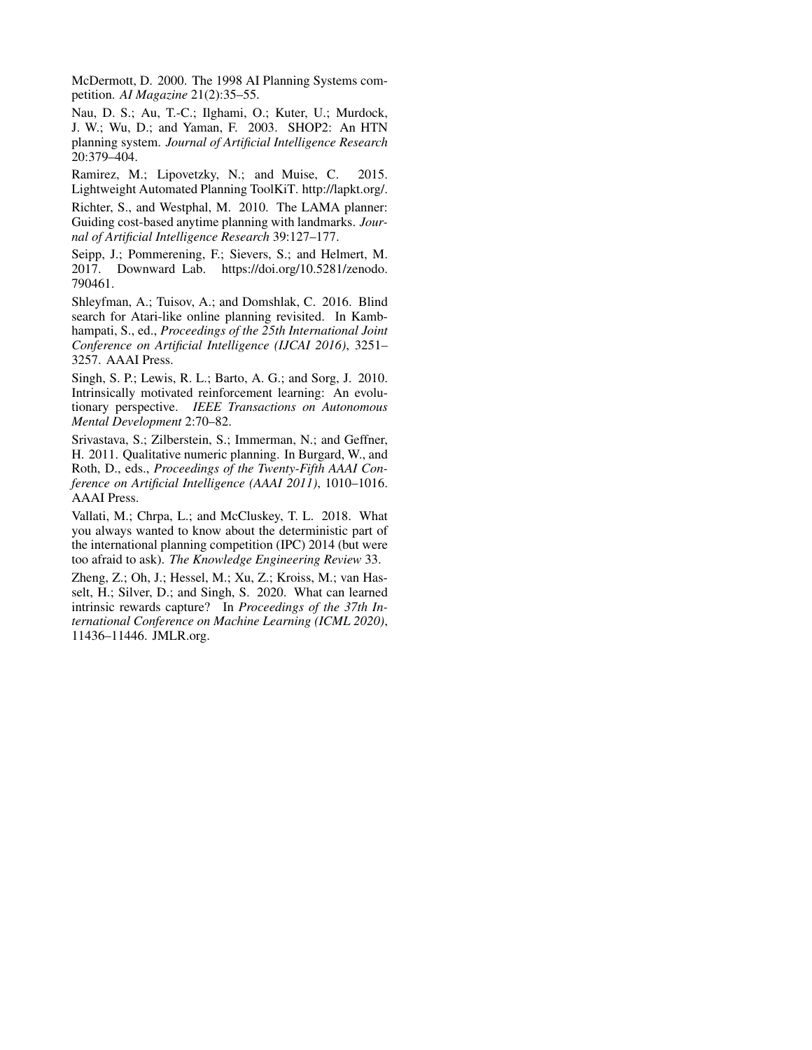McDermott, D. 2000. The 1998 AI Planning Systems competition. *AI Magazine* 21(2):35–55.

Nau, D. S.; Au, T.-C.; Ilghami, O.; Kuter, U.; Murdock, J. W.; Wu, D.; and Yaman, F. 2003. SHOP2: An HTN planning system. *Journal of Artificial Intelligence Research* 20:379–404.

Ramirez, M.; Lipovetzky, N.; and Muise, C. 2015. Lightweight Automated Planning ToolKiT. http://lapkt.org/.

Richter, S., and Westphal, M. 2010. The LAMA planner: Guiding cost-based anytime planning with landmarks. *Journal of Artificial Intelligence Research* 39:127–177.

Seipp, J.; Pommerening, F.; Sievers, S.; and Helmert, M. 2017. Downward Lab. https://doi.org/10.5281/zenodo.790461.

Shleyfman, A.; Tuisov, A.; and Domshlak, C. 2016. Blind search for Atari-like online planning revisited. In Kambhampati, S., ed., *Proceedings of the 25th International Joint Conference on Artificial Intelligence (IJCAI 2016)*, 3251–3257. AAAI Press.

Singh, S. P.; Lewis, R. L.; Barto, A. G.; and Sorg, J. 2010. Intrinsically motivated reinforcement learning: An evolutionary perspective. *IEEE Transactions on Autonomous Mental Development* 2:70–82.

Srivastava, S.; Zilberstein, S.; Immerman, N.; and Geffner, H. 2011. Qualitative numeric planning. In Burgard, W., and Roth, D., eds., *Proceedings of the Twenty-Fifth AAAI Conference on Artificial Intelligence (AAAI 2011)*, 1010–1016. AAAI Press.

Vallati, M.; Chrpa, L.; and McCluskey, T. L. 2018. What you always wanted to know about the deterministic part of the international planning competition (IPC) 2014 (but were too afraid to ask). *The Knowledge Engineering Review* 33.

Zheng, Z.; Oh, J.; Hessel, M.; Xu, Z.; Kroiss, M.; van Hasselt, H.; Silver, D.; and Singh, S. 2020. What can learned intrinsic rewards capture? In *Proceedings of the 37th International Conference on Machine Learning (ICML 2020)*, 11436–11446. JMLR.org.